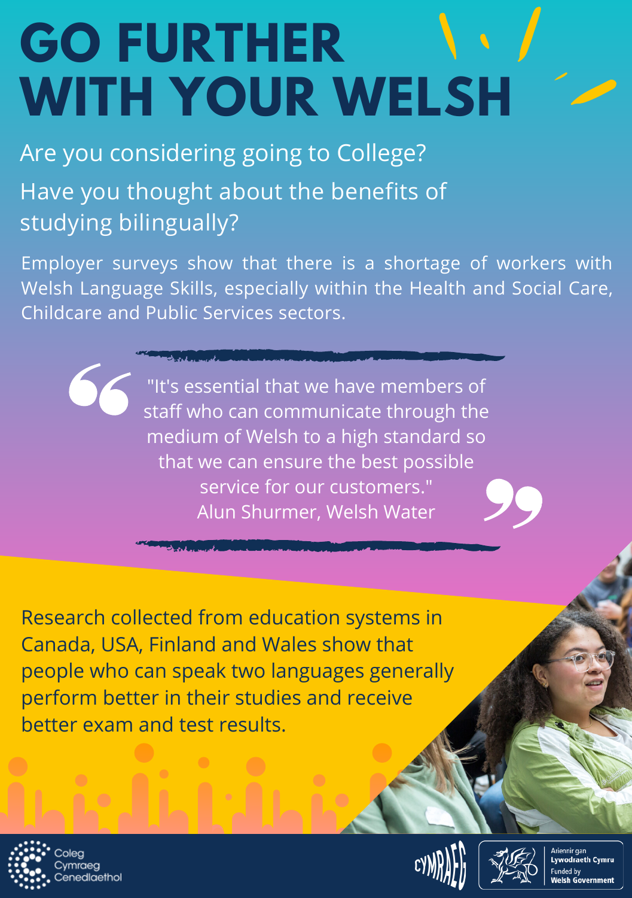# GO FURTHER WITH YOUR WELSH

Are you considering going to College?

Have you thought about the benefits of studying bilingually?

Employer surveys show that there is a shortage of workers with Welsh Language Skills, especially within the Health and Social Care, Childcare and Public Services sectors.

> "It's essential that we have members of staff who can communicate through the medium of Welsh to a high standard so that we can ensure the best possible service for our customers."
> Alun Shurmer, Welsh Water

Research collected from education systems in Canada, USA, Finland and Wales show that people who can speak two languages generally perform better in their studies and receive better exam and test results.

Coleg Cymraeg Cenedlaethol

CYMRAEG

Ariennir gan Lywodraeth Cymru
Funded by Welsh Government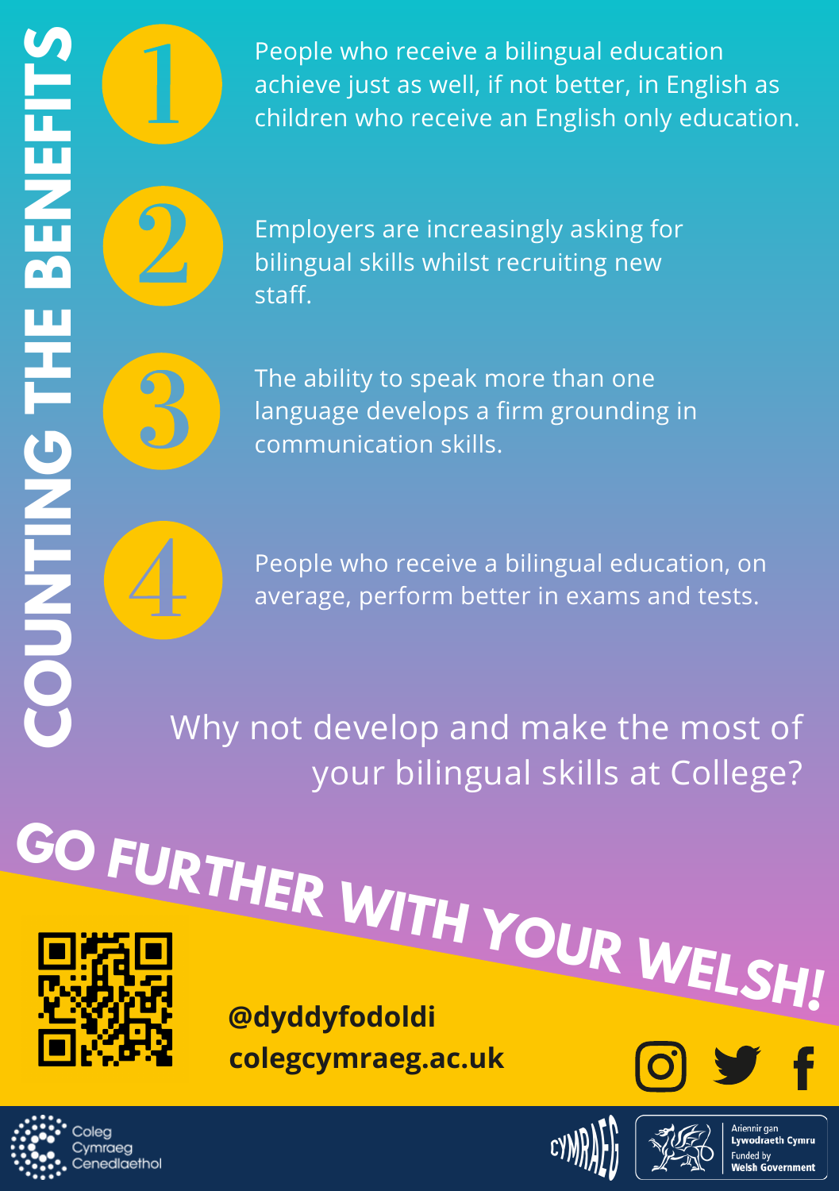# COUNTING THE BENEFITS

1. People who receive a bilingual education achieve just as well, if not better, in English as children who receive an English only education.

2. Employers are increasingly asking for bilingual skills whilst recruiting new staff.

3. The ability to speak more than one language develops a firm grounding in communication skills.

4. People who receive a bilingual education, on average, perform better in exams and tests.

Why not develop and make the most of your bilingual skills at College?

## GO FURTHER WITH YOUR WELSH!

**@dyddyfodoldi**

**colegcymraeg.ac.uk**

Coleg Cymraeg Cenedlaethol

CYMRAEG

Ariennir gan Lywodraeth Cymru

Funded by Welsh Government